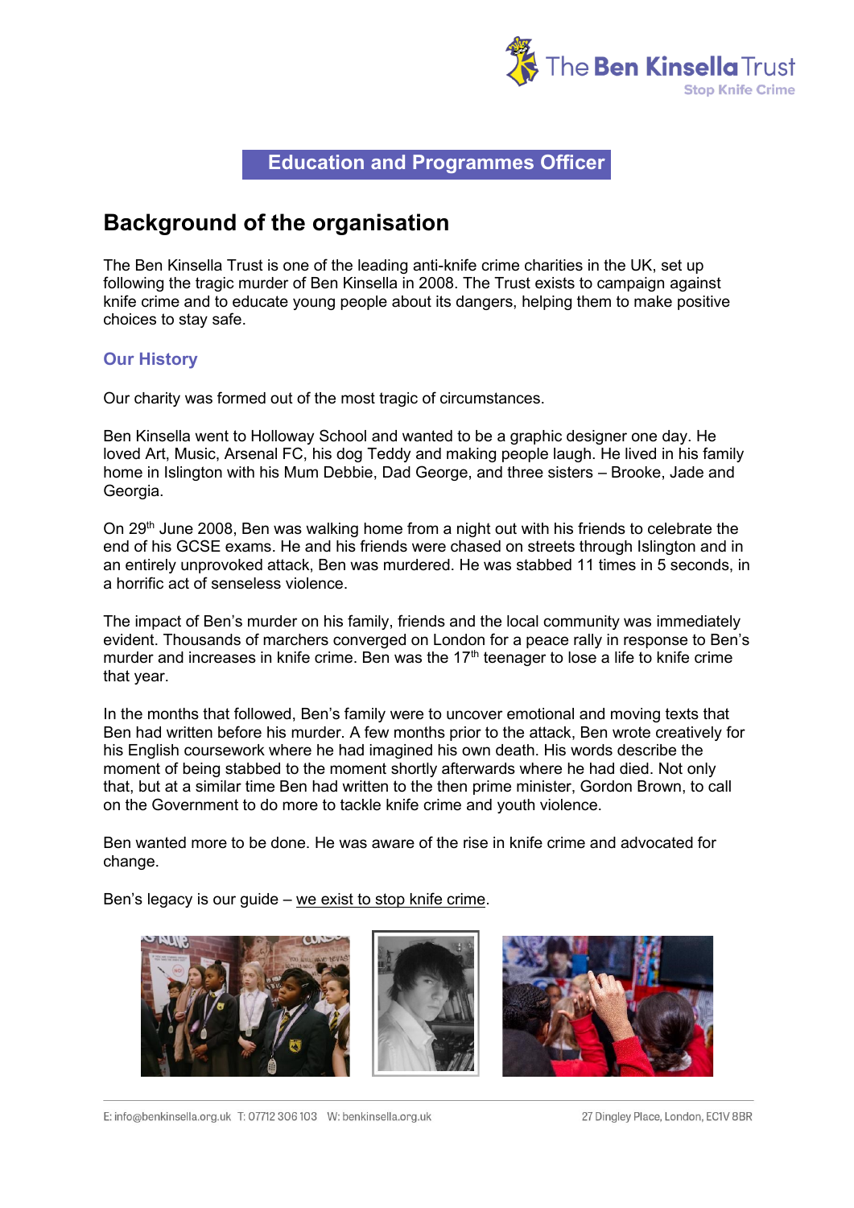# Education and Programmes Officer

## Background of the organisation

The Ben Kinsella Trust is one of the leading anti-knife crime charities in the UK, set up following the tragic murder of Ben Kinsella in 2008. The Trust exists to campaign against knife crime and to educate young people about its dangers, helping them to make positive choices to stay safe.

### Our History

Our charity was formed out of the most tragic of circumstances.

Ben Kinsella went to Holloway School and wanted to be a graphic designer one day. He loved Art, Music, Arsenal FC, his dog Teddy and making people laugh. He lived in his family home in Islington with his Mum Debbie, Dad George, and three sisters – Brooke, Jade and Georgia.

On 29th June 2008, Ben was walking home from a night out with his friends to celebrate the end of his GCSE exams. He and his friends were chased on streets through Islington and in an entirely unprovoked attack, Ben was murdered. He was stabbed 11 times in 5 seconds, in a horrific act of senseless violence.

The impact of Ben's murder on his family, friends and the local community was immediately evident. Thousands of marchers converged on London for a peace rally in response to Ben's murder and increases in knife crime. Ben was the 17th teenager to lose a life to knife crime that year.

In the months that followed, Ben's family were to uncover emotional and moving texts that Ben had written before his murder. A few months prior to the attack, Ben wrote creatively for his English coursework where he had imagined his own death. His words describe the moment of being stabbed to the moment shortly afterwards where he had died. Not only that, but at a similar time Ben had written to the then prime minister, Gordon Brown, to call on the Government to do more to tackle knife crime and youth violence.

Ben wanted more to be done. He was aware of the rise in knife crime and advocated for change.

Ben's legacy is our guide – we exist to stop knife crime.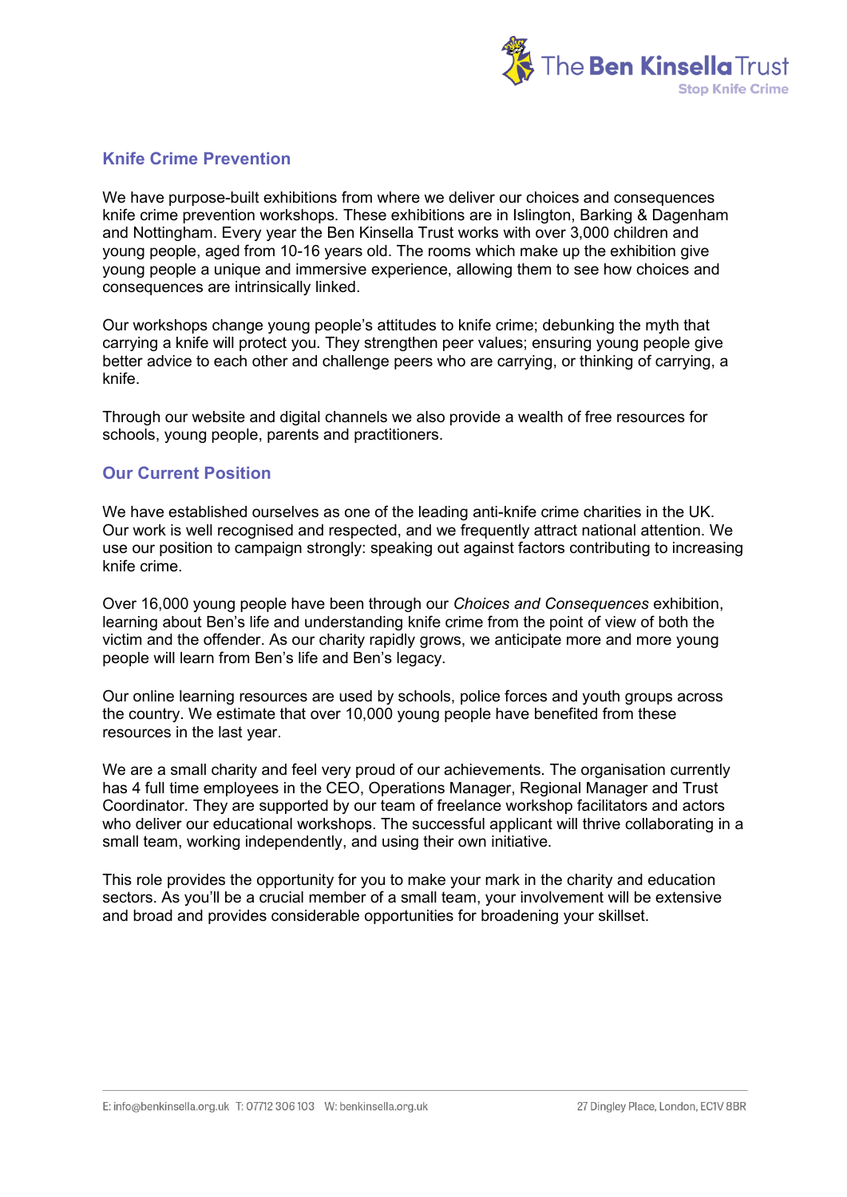## Knife Crime Prevention

We have purpose-built exhibitions from where we deliver our choices and consequences knife crime prevention workshops. These exhibitions are in Islington, Barking & Dagenham and Nottingham. Every year the Ben Kinsella Trust works with over 3,000 children and young people, aged from 10-16 years old. The rooms which make up the exhibition give young people a unique and immersive experience, allowing them to see how choices and consequences are intrinsically linked.

Our workshops change young people's attitudes to knife crime; debunking the myth that carrying a knife will protect you. They strengthen peer values; ensuring young people give better advice to each other and challenge peers who are carrying, or thinking of carrying, a knife.

Through our website and digital channels we also provide a wealth of free resources for schools, young people, parents and practitioners.

## Our Current Position

We have established ourselves as one of the leading anti-knife crime charities in the UK. Our work is well recognised and respected, and we frequently attract national attention. We use our position to campaign strongly: speaking out against factors contributing to increasing knife crime.

Over 16,000 young people have been through our *Choices and Consequences* exhibition, learning about Ben's life and understanding knife crime from the point of view of both the victim and the offender. As our charity rapidly grows, we anticipate more and more young people will learn from Ben's life and Ben's legacy.

Our online learning resources are used by schools, police forces and youth groups across the country. We estimate that over 10,000 young people have benefited from these resources in the last year.

We are a small charity and feel very proud of our achievements. The organisation currently has 4 full time employees in the CEO, Operations Manager, Regional Manager and Trust Coordinator. They are supported by our team of freelance workshop facilitators and actors who deliver our educational workshops. The successful applicant will thrive collaborating in a small team, working independently, and using their own initiative.

This role provides the opportunity for you to make your mark in the charity and education sectors. As you'll be a crucial member of a small team, your involvement will be extensive and broad and provides considerable opportunities for broadening your skillset.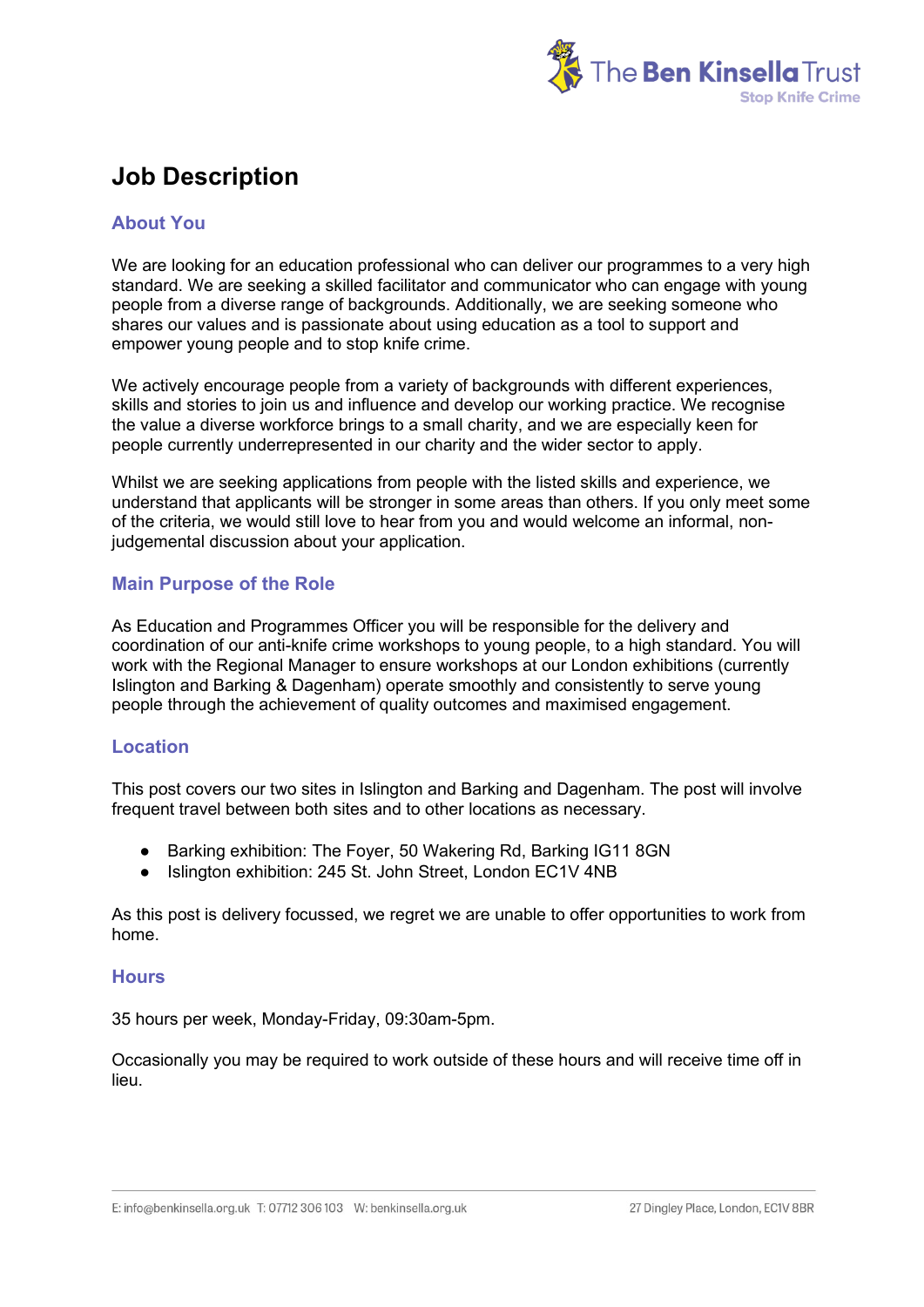# Job Description

## About You

We are looking for an education professional who can deliver our programmes to a very high standard. We are seeking a skilled facilitator and communicator who can engage with young people from a diverse range of backgrounds. Additionally, we are seeking someone who shares our values and is passionate about using education as a tool to support and empower young people and to stop knife crime.

We actively encourage people from a variety of backgrounds with different experiences, skills and stories to join us and influence and develop our working practice. We recognise the value a diverse workforce brings to a small charity, and we are especially keen for people currently underrepresented in our charity and the wider sector to apply.

Whilst we are seeking applications from people with the listed skills and experience, we understand that applicants will be stronger in some areas than others. If you only meet some of the criteria, we would still love to hear from you and would welcome an informal, non-judgemental discussion about your application.

## Main Purpose of the Role

As Education and Programmes Officer you will be responsible for the delivery and coordination of our anti-knife crime workshops to young people, to a high standard. You will work with the Regional Manager to ensure workshops at our London exhibitions (currently Islington and Barking & Dagenham) operate smoothly and consistently to serve young people through the achievement of quality outcomes and maximised engagement.

## Location

This post covers our two sites in Islington and Barking and Dagenham. The post will involve frequent travel between both sites and to other locations as necessary.

- Barking exhibition: The Foyer, 50 Wakering Rd, Barking IG11 8GN
- Islington exhibition: 245 St. John Street, London EC1V 4NB

As this post is delivery focussed, we regret we are unable to offer opportunities to work from home.

## Hours

35 hours per week, Monday-Friday, 09:30am-5pm.

Occasionally you may be required to work outside of these hours and will receive time off in lieu.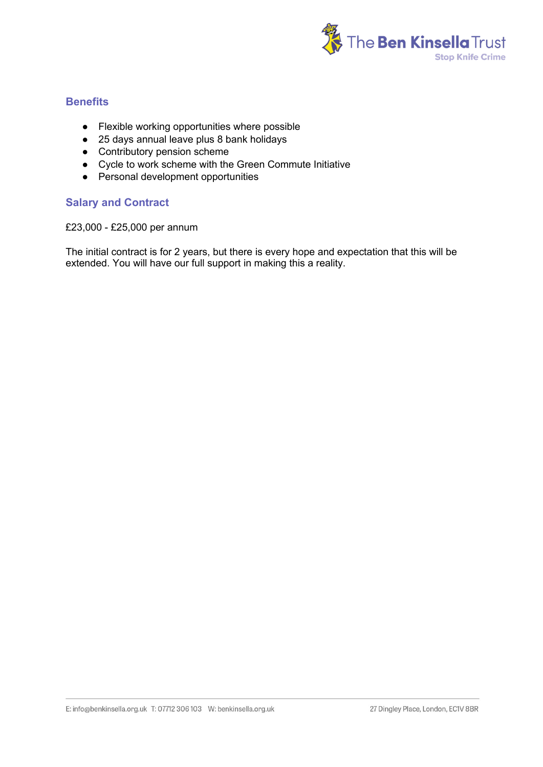## Benefits

- Flexible working opportunities where possible
- 25 days annual leave plus 8 bank holidays
- Contributory pension scheme
- Cycle to work scheme with the Green Commute Initiative
- Personal development opportunities

## Salary and Contract

£23,000 - £25,000 per annum

The initial contract is for 2 years, but there is every hope and expectation that this will be extended. You will have our full support in making this a reality.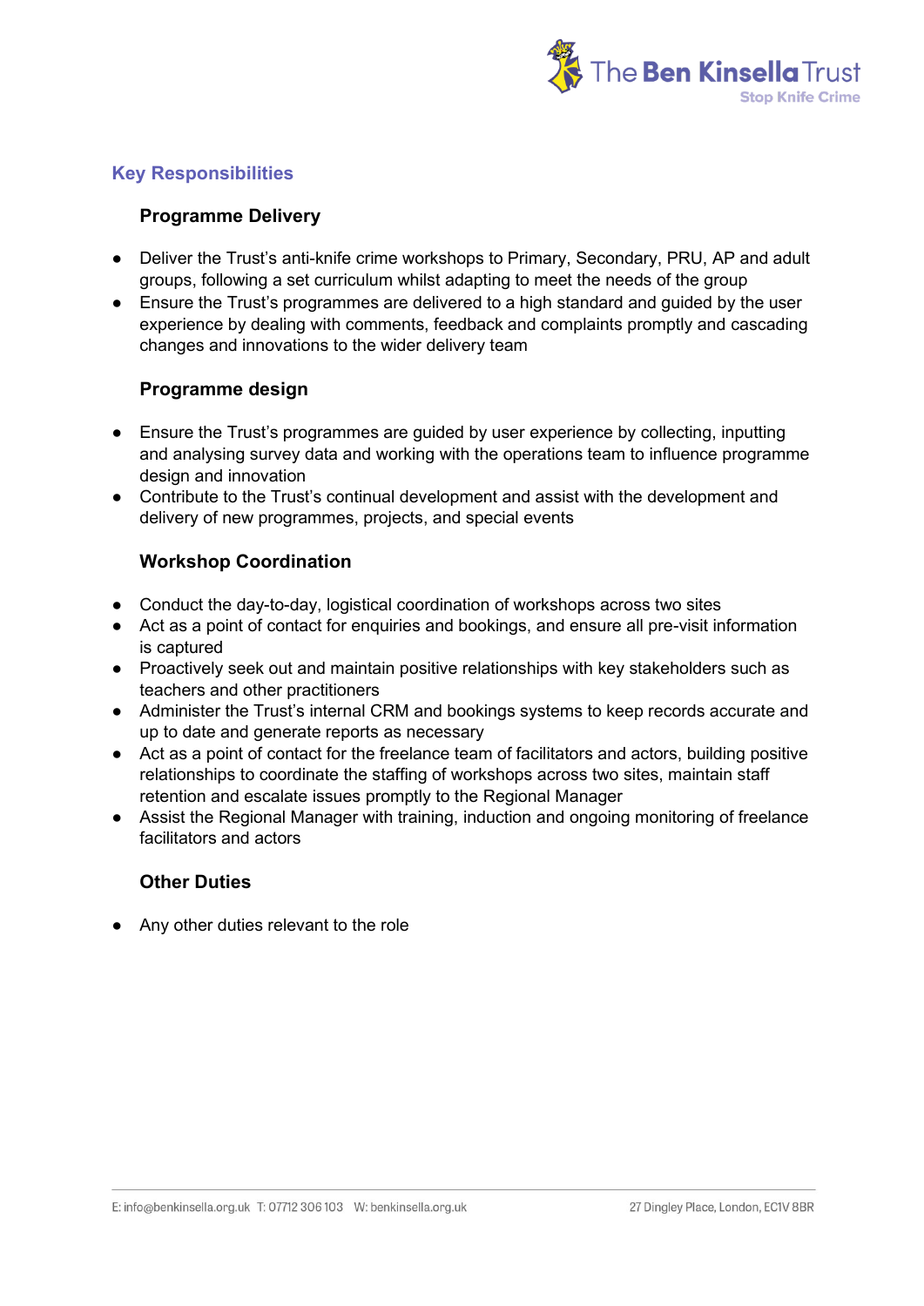## Key Responsibilities

### Programme Delivery

- Deliver the Trust's anti-knife crime workshops to Primary, Secondary, PRU, AP and adult groups, following a set curriculum whilst adapting to meet the needs of the group
- Ensure the Trust's programmes are delivered to a high standard and guided by the user experience by dealing with comments, feedback and complaints promptly and cascading changes and innovations to the wider delivery team

### Programme design

- Ensure the Trust's programmes are guided by user experience by collecting, inputting and analysing survey data and working with the operations team to influence programme design and innovation
- Contribute to the Trust's continual development and assist with the development and delivery of new programmes, projects, and special events

### Workshop Coordination

- Conduct the day-to-day, logistical coordination of workshops across two sites
- Act as a point of contact for enquiries and bookings, and ensure all pre-visit information is captured
- Proactively seek out and maintain positive relationships with key stakeholders such as teachers and other practitioners
- Administer the Trust's internal CRM and bookings systems to keep records accurate and up to date and generate reports as necessary
- Act as a point of contact for the freelance team of facilitators and actors, building positive relationships to coordinate the staffing of workshops across two sites, maintain staff retention and escalate issues promptly to the Regional Manager
- Assist the Regional Manager with training, induction and ongoing monitoring of freelance facilitators and actors

### Other Duties

- Any other duties relevant to the role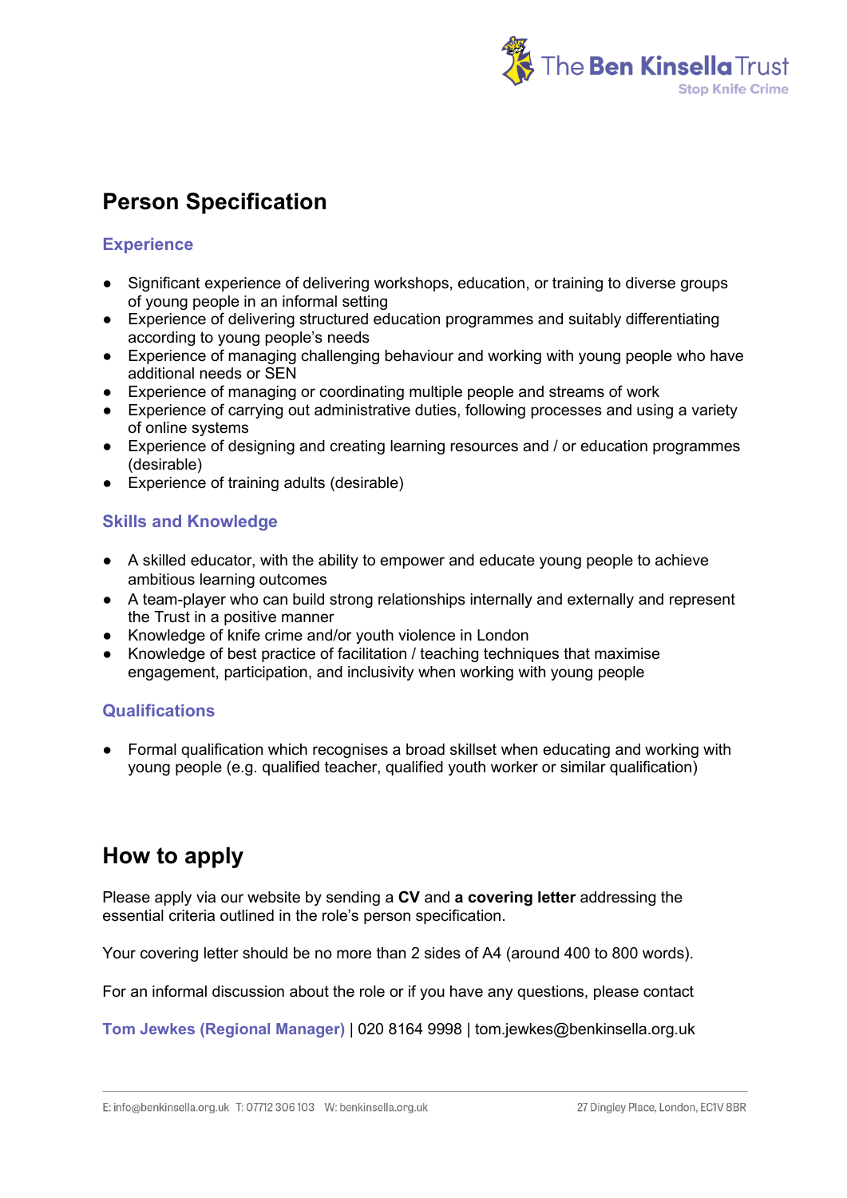## Person Specification

### Experience

- Significant experience of delivering workshops, education, or training to diverse groups of young people in an informal setting
- Experience of delivering structured education programmes and suitably differentiating according to young people's needs
- Experience of managing challenging behaviour and working with young people who have additional needs or SEN
- Experience of managing or coordinating multiple people and streams of work
- Experience of carrying out administrative duties, following processes and using a variety of online systems
- Experience of designing and creating learning resources and / or education programmes (desirable)
- Experience of training adults (desirable)

### Skills and Knowledge

- A skilled educator, with the ability to empower and educate young people to achieve ambitious learning outcomes
- A team-player who can build strong relationships internally and externally and represent the Trust in a positive manner
- Knowledge of knife crime and/or youth violence in London
- Knowledge of best practice of facilitation / teaching techniques that maximise engagement, participation, and inclusivity when working with young people

### Qualifications

- Formal qualification which recognises a broad skillset when educating and working with young people (e.g. qualified teacher, qualified youth worker or similar qualification)

## How to apply

Please apply via our website by sending a **CV** and **a covering letter** addressing the essential criteria outlined in the role's person specification.

Your covering letter should be no more than 2 sides of A4 (around 400 to 800 words).

For an informal discussion about the role or if you have any questions, please contact

**Tom Jewkes (Regional Manager)** | 020 8164 9998 | tom.jewkes@benkinsella.org.uk